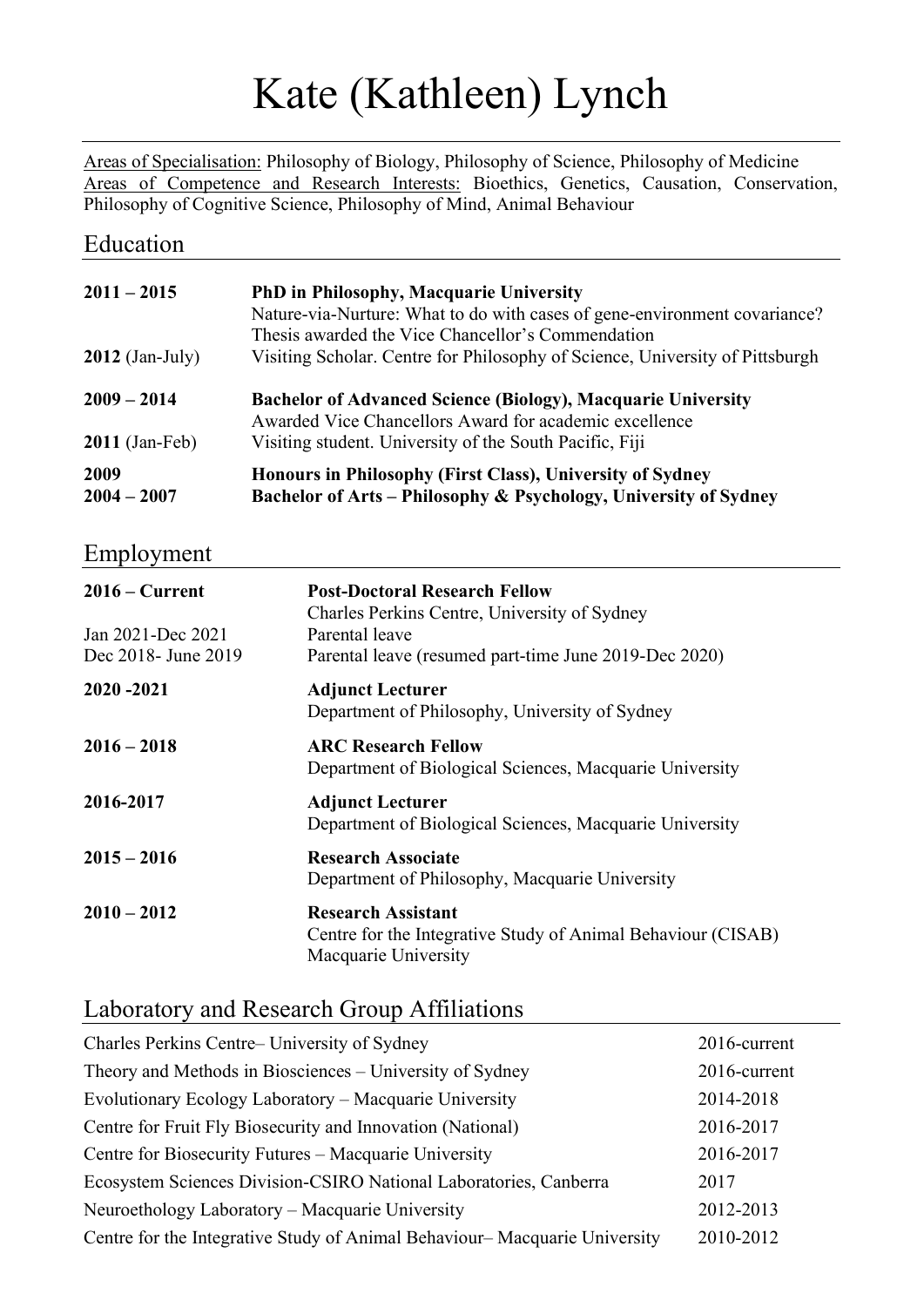# Kate (Kathleen) Lynch

Areas of Specialisation: Philosophy of Biology, Philosophy of Science, Philosophy of Medicine
Areas of Competence and Research Interests: Bioethics, Genetics, Causation, Conservation, Philosophy of Cognitive Science, Philosophy of Mind, Animal Behaviour

## Education

| | |
|---|---|
| **2011 – 2015** | **PhD in Philosophy, Macquarie University**<br>Nature-via-Nurture: What to do with cases of gene-environment covariance?<br>Thesis awarded the Vice Chancellor's Commendation |
| **2012** (Jan-July) | Visiting Scholar. Centre for Philosophy of Science, University of Pittsburgh |
| **2009 – 2014** | **Bachelor of Advanced Science (Biology), Macquarie University**<br>Awarded Vice Chancellors Award for academic excellence |
| **2011** (Jan-Feb) | Visiting student. University of the South Pacific, Fiji |
| **2009** | **Honours in Philosophy (First Class), University of Sydney** |
| **2004 – 2007** | **Bachelor of Arts – Philosophy & Psychology, University of Sydney** |

## Employment

| | |
|---|---|
| **2016 – Current** | **Post-Doctoral Research Fellow**<br>Charles Perkins Centre, University of Sydney |
| Jan 2021-Dec 2021 | Parental leave |
| Dec 2018- June 2019 | Parental leave (resumed part-time June 2019-Dec 2020) |
| **2020 -2021** | **Adjunct Lecturer**<br>Department of Philosophy, University of Sydney |
| **2016 – 2018** | **ARC Research Fellow**<br>Department of Biological Sciences, Macquarie University |
| **2016-2017** | **Adjunct Lecturer**<br>Department of Biological Sciences, Macquarie University |
| **2015 – 2016** | **Research Associate**<br>Department of Philosophy, Macquarie University |
| **2010 – 2012** | **Research Assistant**<br>Centre for the Integrative Study of Animal Behaviour (CISAB)<br>Macquarie University |

## Laboratory and Research Group Affiliations

| | |
|---|---|
| Charles Perkins Centre– University of Sydney | 2016-current |
| Theory and Methods in Biosciences – University of Sydney | 2016-current |
| Evolutionary Ecology Laboratory – Macquarie University | 2014-2018 |
| Centre for Fruit Fly Biosecurity and Innovation (National) | 2016-2017 |
| Centre for Biosecurity Futures – Macquarie University | 2016-2017 |
| Ecosystem Sciences Division-CSIRO National Laboratories, Canberra | 2017 |
| Neuroethology Laboratory – Macquarie University | 2012-2013 |
| Centre for the Integrative Study of Animal Behaviour– Macquarie University | 2010-2012 |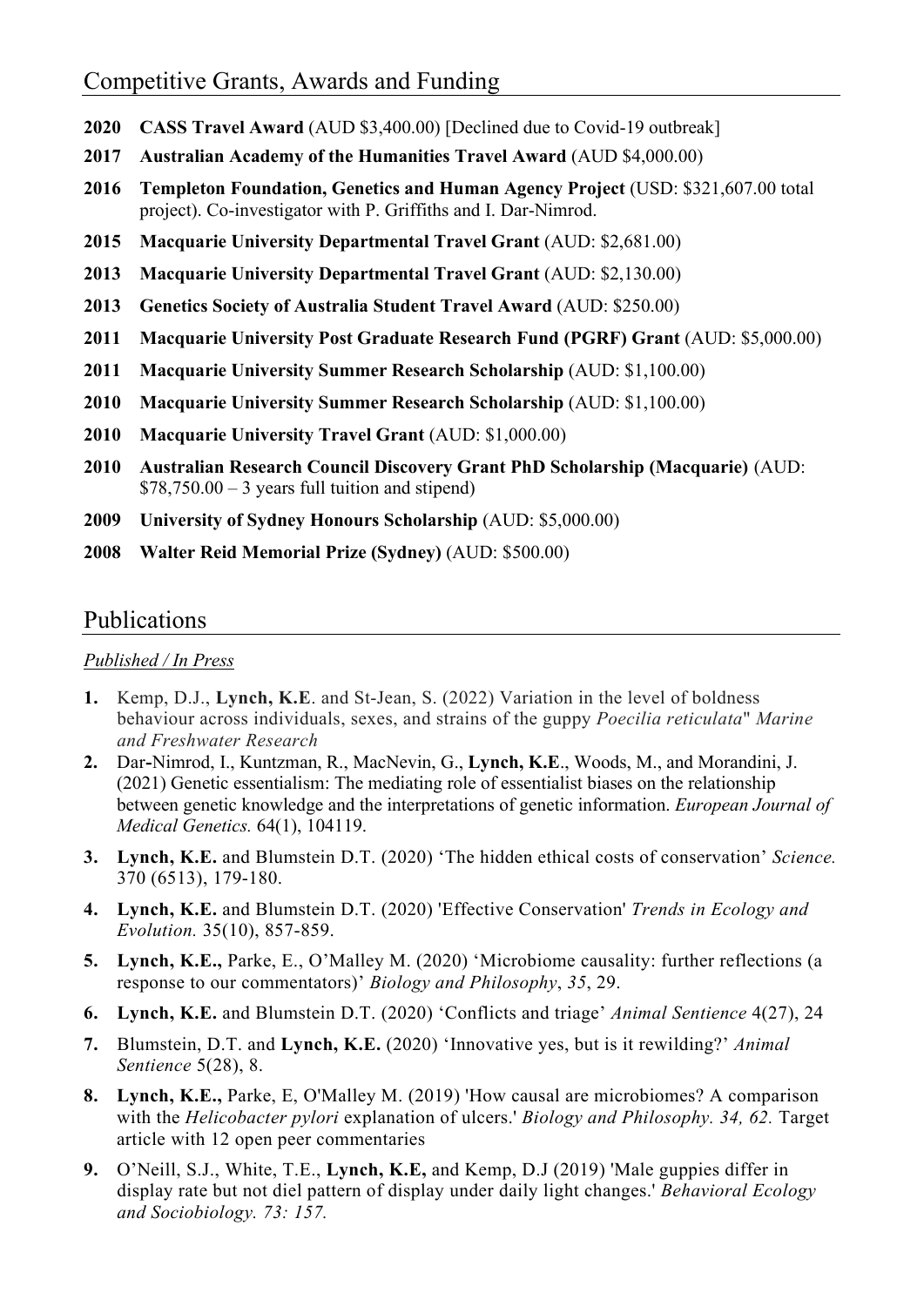## Competitive Grants, Awards and Funding

- **2020** **CASS Travel Award** (AUD $3,400.00) [Declined due to Covid-19 outbreak]
- **2017** **Australian Academy of the Humanities Travel Award** (AUD $4,000.00)
- **2016** **Templeton Foundation, Genetics and Human Agency Project** (USD: $321,607.00 total project). Co-investigator with P. Griffiths and I. Dar-Nimrod.
- **2015** **Macquarie University Departmental Travel Grant** (AUD: $2,681.00)
- **2013** **Macquarie University Departmental Travel Grant** (AUD: $2,130.00)
- **2013** **Genetics Society of Australia Student Travel Award** (AUD: $250.00)
- **2011** **Macquarie University Post Graduate Research Fund (PGRF) Grant** (AUD: $5,000.00)
- **2011** **Macquarie University Summer Research Scholarship** (AUD: $1,100.00)
- **2010** **Macquarie University Summer Research Scholarship** (AUD: $1,100.00)
- **2010** **Macquarie University Travel Grant** (AUD: $1,000.00)
- **2010** **Australian Research Council Discovery Grant PhD Scholarship (Macquarie)** (AUD: $78,750.00 – 3 years full tuition and stipend)
- **2009** **University of Sydney Honours Scholarship** (AUD: $5,000.00)
- **2008** **Walter Reid Memorial Prize (Sydney)** (AUD: $500.00)

## Publications

*Published / In Press*

1. Kemp, D.J., **Lynch, K.E**. and St-Jean, S. (2022) Variation in the level of boldness behaviour across individuals, sexes, and strains of the guppy *Poecilia reticulata*" *Marine and Freshwater Research*
2. Dar-Nimrod, I., Kuntzman, R., MacNevin, G., **Lynch, K.E**., Woods, M., and Morandini, J. (2021) Genetic essentialism: The mediating role of essentialist biases on the relationship between genetic knowledge and the interpretations of genetic information. *European Journal of Medical Genetics.* 64(1), 104119.
3. **Lynch, K.E.** and Blumstein D.T. (2020) 'The hidden ethical costs of conservation' *Science.* 370 (6513), 179-180.
4. **Lynch, K.E.** and Blumstein D.T. (2020) 'Effective Conservation' *Trends in Ecology and Evolution.* 35(10), 857-859.
5. **Lynch, K.E.,** Parke, E., O'Malley M. (2020) 'Microbiome causality: further reflections (a response to our commentators)' *Biology and Philosophy*, *35*, 29.
6. **Lynch, K.E.** and Blumstein D.T. (2020) 'Conflicts and triage' *Animal Sentience* 4(27), 24
7. Blumstein, D.T. and **Lynch, K.E.** (2020) 'Innovative yes, but is it rewilding?' *Animal Sentience* 5(28), 8.
8. **Lynch, K.E.,** Parke, E, O'Malley M. (2019) 'How causal are microbiomes? A comparison with the *Helicobacter pylori* explanation of ulcers.' *Biology and Philosophy. 34, 62.* Target article with 12 open peer commentaries
9. O'Neill, S.J., White, T.E., **Lynch, K.E,** and Kemp, D.J (2019) 'Male guppies differ in display rate but not diel pattern of display under daily light changes.' *Behavioral Ecology and Sociobiology. 73: 157.*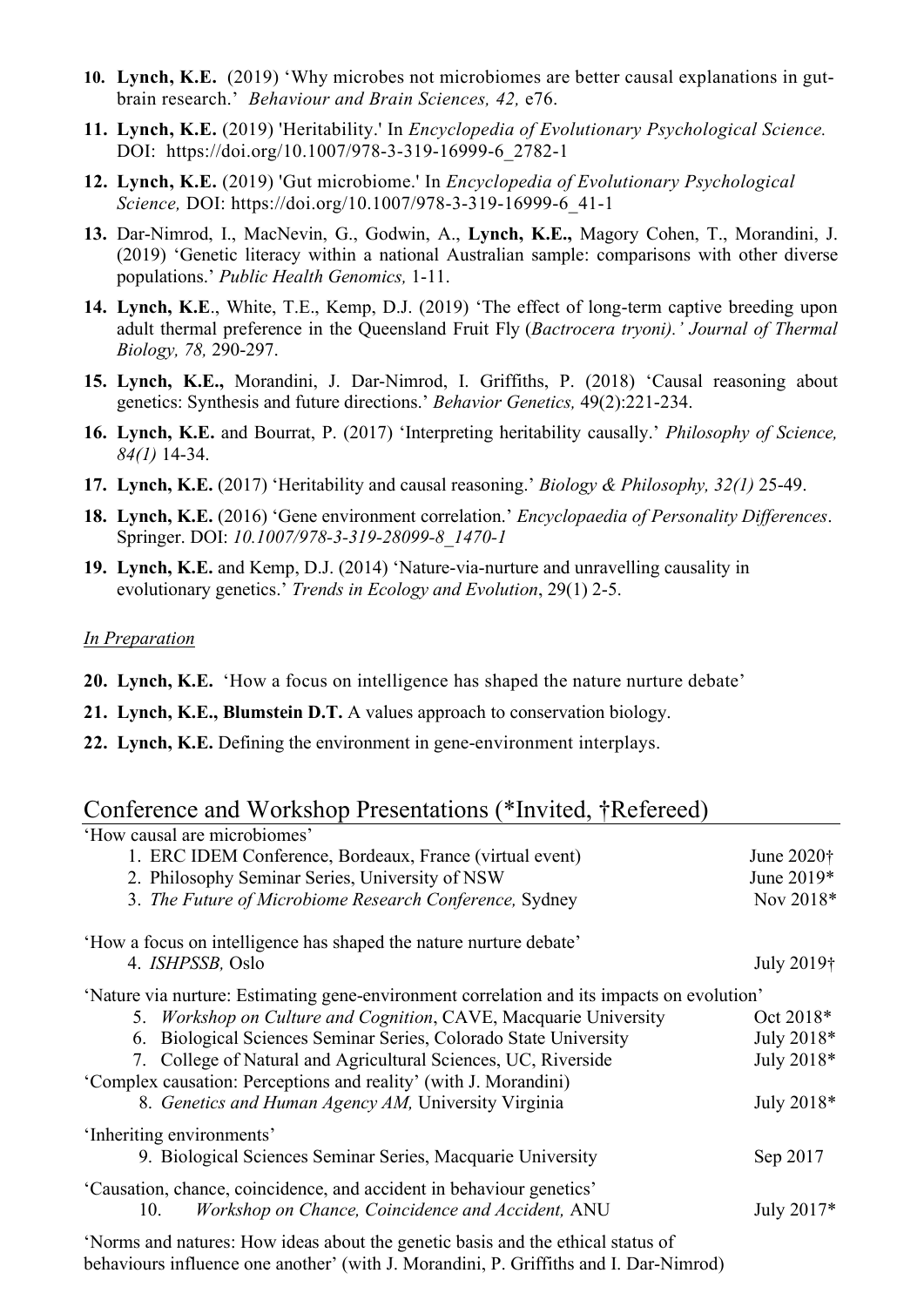10. **Lynch, K.E.** (2019) 'Why microbes not microbiomes are better causal explanations in gut-brain research.' *Behaviour and Brain Sciences, 42,* e76.
11. **Lynch, K.E.** (2019) 'Heritability.' In *Encyclopedia of Evolutionary Psychological Science.* DOI: https://doi.org/10.1007/978-3-319-16999-6_2782-1
12. **Lynch, K.E.** (2019) 'Gut microbiome.' In *Encyclopedia of Evolutionary Psychological Science,* DOI: https://doi.org/10.1007/978-3-319-16999-6_41-1
13. Dar-Nimrod, I., MacNevin, G., Godwin, A., **Lynch, K.E.,** Magory Cohen, T., Morandini, J. (2019) 'Genetic literacy within a national Australian sample: comparisons with other diverse populations.' *Public Health Genomics,* 1-11.
14. **Lynch, K.E**., White, T.E., Kemp, D.J. (2019) 'The effect of long-term captive breeding upon adult thermal preference in the Queensland Fruit Fly (*Bactrocera tryoni).' Journal of Thermal Biology, 78,* 290-297.
15. **Lynch, K.E.,** Morandini, J. Dar-Nimrod, I. Griffiths, P. (2018) 'Causal reasoning about genetics: Synthesis and future directions.' *Behavior Genetics,* 49(2):221-234.
16. **Lynch, K.E.** and Bourrat, P. (2017) 'Interpreting heritability causally.' *Philosophy of Science, 84(1)* 14-34.
17. **Lynch, K.E.** (2017) 'Heritability and causal reasoning.' *Biology & Philosophy, 32(1)* 25-49.
18. **Lynch, K.E.** (2016) 'Gene environment correlation.' *Encyclopaedia of Personality Differences*. Springer. DOI: *10.1007/978-3-319-28099-8_1470-1*
19. **Lynch, K.E.** and Kemp, D.J. (2014) 'Nature-via-nurture and unravelling causality in evolutionary genetics.' *Trends in Ecology and Evolution*, 29(1) 2-5.

*In Preparation*

20. **Lynch, K.E.** 'How a focus on intelligence has shaped the nature nurture debate'
21. **Lynch, K.E., Blumstein D.T.** A values approach to conservation biology.
22. **Lynch, K.E.** Defining the environment in gene-environment interplays.

## Conference and Workshop Presentations (*Invited, †Refereed)

'How causal are microbiomes'

1. ERC IDEM Conference, Bordeaux, France (virtual event) — June 2020†
2. Philosophy Seminar Series, University of NSW — June 2019*
3. *The Future of Microbiome Research Conference,* Sydney — Nov 2018*

'How a focus on intelligence has shaped the nature nurture debate'

4. *ISHPSSB,* Oslo — July 2019†

'Nature via nurture: Estimating gene-environment correlation and its impacts on evolution'

5. *Workshop on Culture and Cognition*, CAVE, Macquarie University — Oct 2018*
6. Biological Sciences Seminar Series, Colorado State University — July 2018*
7. College of Natural and Agricultural Sciences, UC, Riverside — July 2018*

'Complex causation: Perceptions and reality' (with J. Morandini)

8. *Genetics and Human Agency AM,* University Virginia — July 2018*

'Inheriting environments'

9. Biological Sciences Seminar Series, Macquarie University — Sep 2017

'Causation, chance, coincidence, and accident in behaviour genetics'

10. *Workshop on Chance, Coincidence and Accident,* ANU — July 2017*

'Norms and natures: How ideas about the genetic basis and the ethical status of behaviours influence one another' (with J. Morandini, P. Griffiths and I. Dar-Nimrod)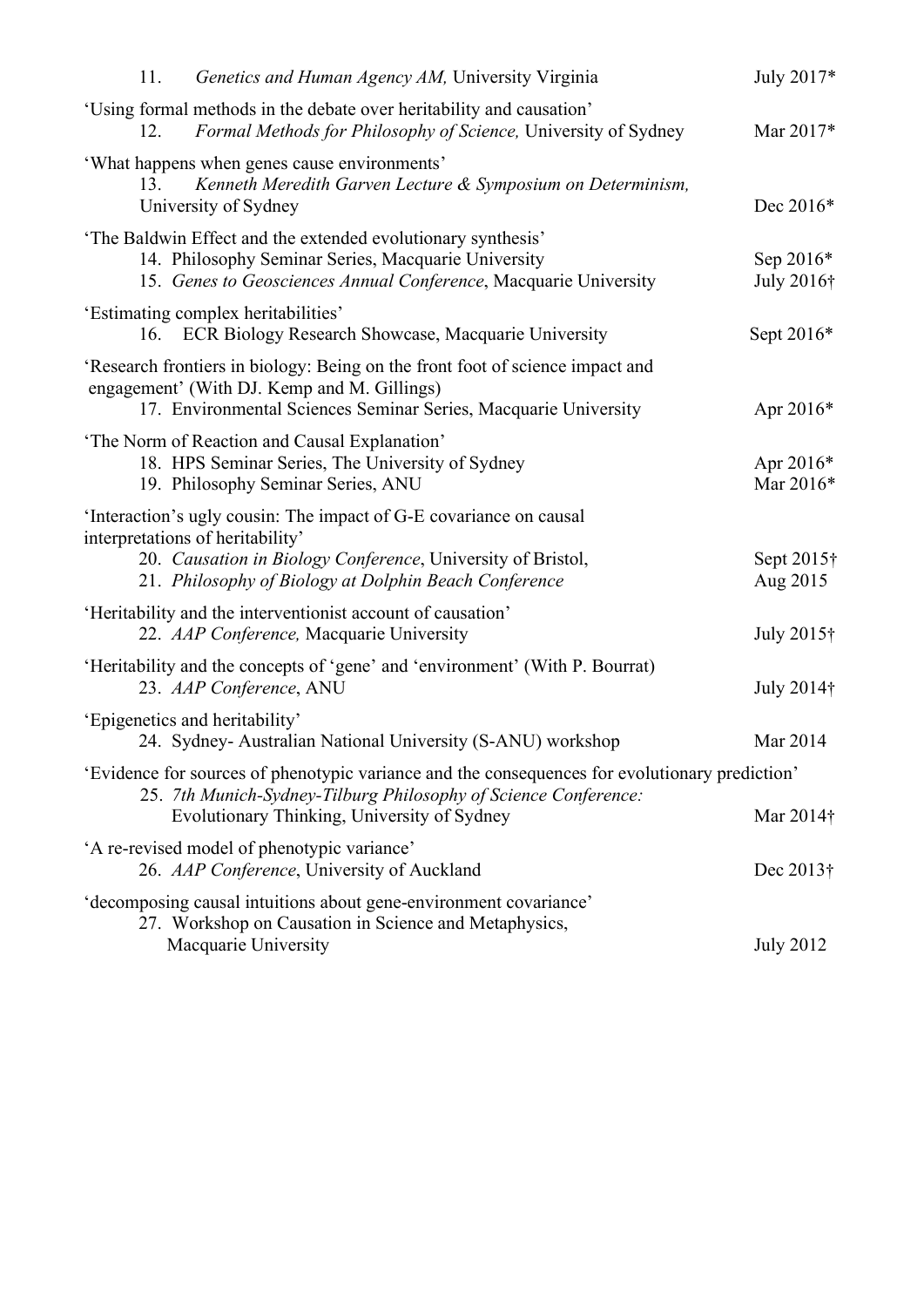11. *Genetics and Human Agency AM,* University Virginia — July 2017*

'Using formal methods in the debate over heritability and causation'

12. *Formal Methods for Philosophy of Science,* University of Sydney — Mar 2017*

'What happens when genes cause environments'

13. *Kenneth Meredith Garven Lecture & Symposium on Determinism,* University of Sydney — Dec 2016*

'The Baldwin Effect and the extended evolutionary synthesis'

14. Philosophy Seminar Series, Macquarie University — Sep 2016*
15. *Genes to Geosciences Annual Conference*, Macquarie University — July 2016†

'Estimating complex heritabilities'

16. ECR Biology Research Showcase, Macquarie University — Sept 2016*

'Research frontiers in biology: Being on the front foot of science impact and engagement' (With DJ. Kemp and M. Gillings)

17. Environmental Sciences Seminar Series, Macquarie University — Apr 2016*

'The Norm of Reaction and Causal Explanation'

18. HPS Seminar Series, The University of Sydney — Apr 2016*
19. Philosophy Seminar Series, ANU — Mar 2016*

'Interaction's ugly cousin: The impact of G-E covariance on causal interpretations of heritability'

20. *Causation in Biology Conference*, University of Bristol, — Sept 2015†
21. *Philosophy of Biology at Dolphin Beach Conference* — Aug 2015

'Heritability and the interventionist account of causation'

22. *AAP Conference,* Macquarie University — July 2015†

'Heritability and the concepts of 'gene' and 'environment' (With P. Bourrat)

23. *AAP Conference*, ANU — July 2014†

'Epigenetics and heritability'

24. Sydney- Australian National University (S-ANU) workshop — Mar 2014

'Evidence for sources of phenotypic variance and the consequences for evolutionary prediction'

25. *7th Munich-Sydney-Tilburg Philosophy of Science Conference:* Evolutionary Thinking, University of Sydney — Mar 2014†

'A re-revised model of phenotypic variance'

26. *AAP Conference*, University of Auckland — Dec 2013†

'decomposing causal intuitions about gene-environment covariance'

27. Workshop on Causation in Science and Metaphysics, Macquarie University — July 2012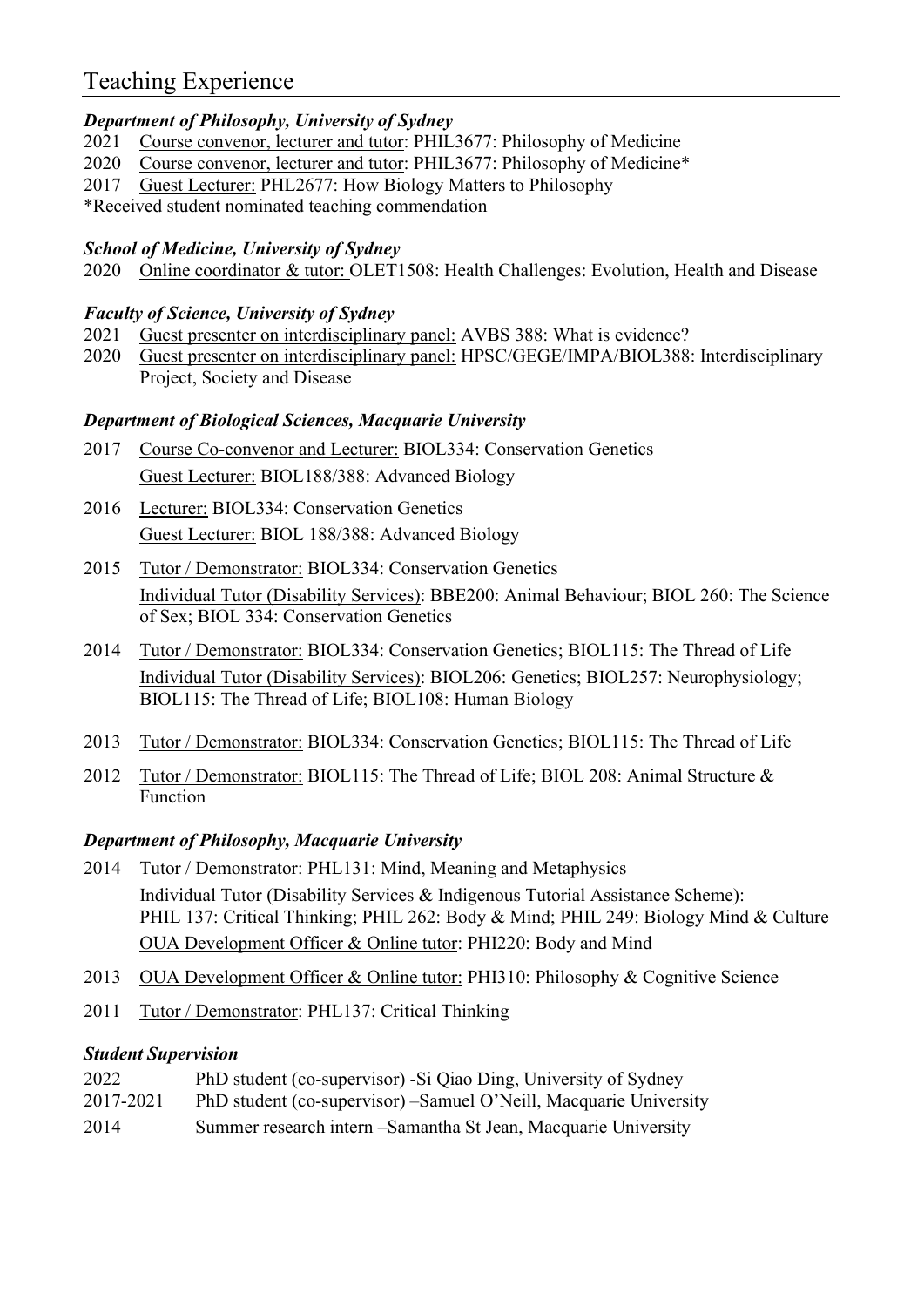## Teaching Experience

### *Department of Philosophy, University of Sydney*

2021 Course convenor, lecturer and tutor: PHIL3677: Philosophy of Medicine
2020 Course convenor, lecturer and tutor: PHIL3677: Philosophy of Medicine*
2017 Guest Lecturer: PHL2677: How Biology Matters to Philosophy
*Received student nominated teaching commendation

### *School of Medicine, University of Sydney*

2020 Online coordinator & tutor: OLET1508: Health Challenges: Evolution, Health and Disease

### *Faculty of Science, University of Sydney*

2021 Guest presenter on interdisciplinary panel: AVBS 388: What is evidence?
2020 Guest presenter on interdisciplinary panel: HPSC/GEGE/IMPA/BIOL388: Interdisciplinary Project, Society and Disease

### *Department of Biological Sciences, Macquarie University*

2017 Course Co-convenor and Lecturer: BIOL334: Conservation Genetics
Guest Lecturer: BIOL188/388: Advanced Biology

2016 Lecturer: BIOL334: Conservation Genetics
Guest Lecturer: BIOL 188/388: Advanced Biology

2015 Tutor / Demonstrator: BIOL334: Conservation Genetics
Individual Tutor (Disability Services): BBE200: Animal Behaviour; BIOL 260: The Science of Sex; BIOL 334: Conservation Genetics

2014 Tutor / Demonstrator: BIOL334: Conservation Genetics; BIOL115: The Thread of Life
Individual Tutor (Disability Services): BIOL206: Genetics; BIOL257: Neurophysiology; BIOL115: The Thread of Life; BIOL108: Human Biology

2013 Tutor / Demonstrator: BIOL334: Conservation Genetics; BIOL115: The Thread of Life

2012 Tutor / Demonstrator: BIOL115: The Thread of Life; BIOL 208: Animal Structure & Function

### *Department of Philosophy, Macquarie University*

2014 Tutor / Demonstrator: PHL131: Mind, Meaning and Metaphysics
Individual Tutor (Disability Services & Indigenous Tutorial Assistance Scheme): PHIL 137: Critical Thinking; PHIL 262: Body & Mind; PHIL 249: Biology Mind & Culture
OUA Development Officer & Online tutor: PHI220: Body and Mind

2013 OUA Development Officer & Online tutor: PHI310: Philosophy & Cognitive Science

2011 Tutor / Demonstrator: PHL137: Critical Thinking

### *Student Supervision*

2022 PhD student (co-supervisor) -Si Qiao Ding, University of Sydney
2017-2021 PhD student (co-supervisor) –Samuel O'Neill, Macquarie University
2014 Summer research intern –Samantha St Jean, Macquarie University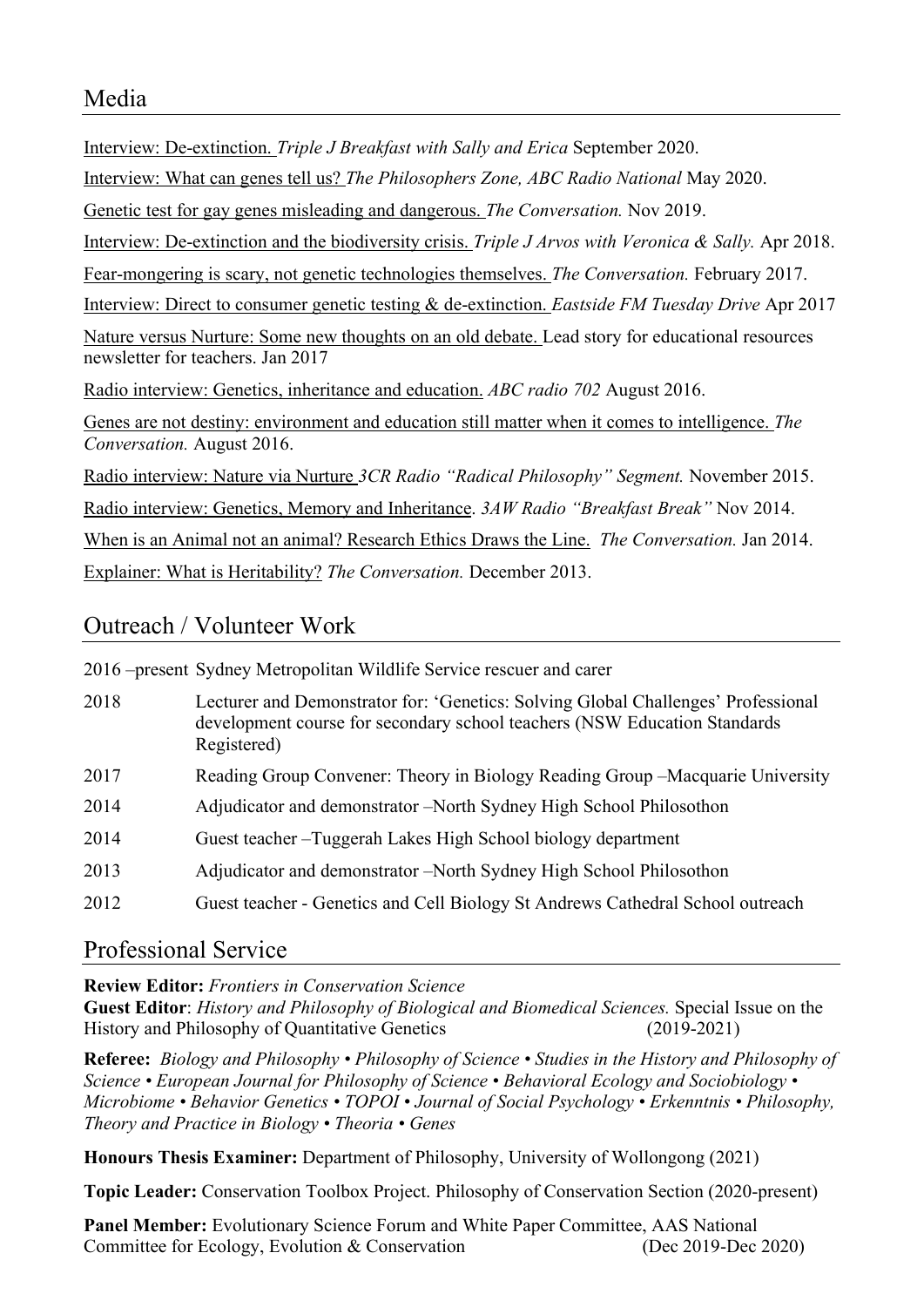## Media

Interview: De-extinction. *Triple J Breakfast with Sally and Erica* September 2020.

Interview: What can genes tell us? *The Philosophers Zone, ABC Radio National* May 2020.

Genetic test for gay genes misleading and dangerous. *The Conversation.* Nov 2019.

Interview: De-extinction and the biodiversity crisis. *Triple J Arvos with Veronica & Sally.* Apr 2018.

Fear-mongering is scary, not genetic technologies themselves. *The Conversation.* February 2017.

Interview: Direct to consumer genetic testing & de-extinction. *Eastside FM Tuesday Drive* Apr 2017

Nature versus Nurture: Some new thoughts on an old debate. Lead story for educational resources newsletter for teachers. Jan 2017

Radio interview: Genetics, inheritance and education. *ABC radio 702* August 2016.

Genes are not destiny: environment and education still matter when it comes to intelligence. *The Conversation.* August 2016.

Radio interview: Nature via Nurture *3CR Radio "Radical Philosophy" Segment.* November 2015.

Radio interview: Genetics, Memory and Inheritance. *3AW Radio "Breakfast Break"* Nov 2014.

When is an Animal not an animal? Research Ethics Draws the Line. *The Conversation.* Jan 2014.

Explainer: What is Heritability? *The Conversation.* December 2013.

## Outreach / Volunteer Work

| | |
|---|---|
| 2016 –present | Sydney Metropolitan Wildlife Service rescuer and carer |
| 2018 | Lecturer and Demonstrator for: 'Genetics: Solving Global Challenges' Professional development course for secondary school teachers (NSW Education Standards Registered) |
| 2017 | Reading Group Convener: Theory in Biology Reading Group –Macquarie University |
| 2014 | Adjudicator and demonstrator –North Sydney High School Philosothon |
| 2014 | Guest teacher –Tuggerah Lakes High School biology department |
| 2013 | Adjudicator and demonstrator –North Sydney High School Philosothon |
| 2012 | Guest teacher - Genetics and Cell Biology St Andrews Cathedral School outreach |

## Professional Service

**Review Editor:** *Frontiers in Conservation Science*
**Guest Editor**: *History and Philosophy of Biological and Biomedical Sciences.* Special Issue on the History and Philosophy of Quantitative Genetics (2019-2021)

**Referee:** *Biology and Philosophy • Philosophy of Science • Studies in the History and Philosophy of Science • European Journal for Philosophy of Science • Behavioral Ecology and Sociobiology • Microbiome • Behavior Genetics • TOPOI • Journal of Social Psychology • Erkenntnis • Philosophy, Theory and Practice in Biology • Theoria • Genes*

**Honours Thesis Examiner:** Department of Philosophy, University of Wollongong (2021)

**Topic Leader:** Conservation Toolbox Project. Philosophy of Conservation Section (2020-present)

**Panel Member:** Evolutionary Science Forum and White Paper Committee, AAS National Committee for Ecology, Evolution & Conservation (Dec 2019-Dec 2020)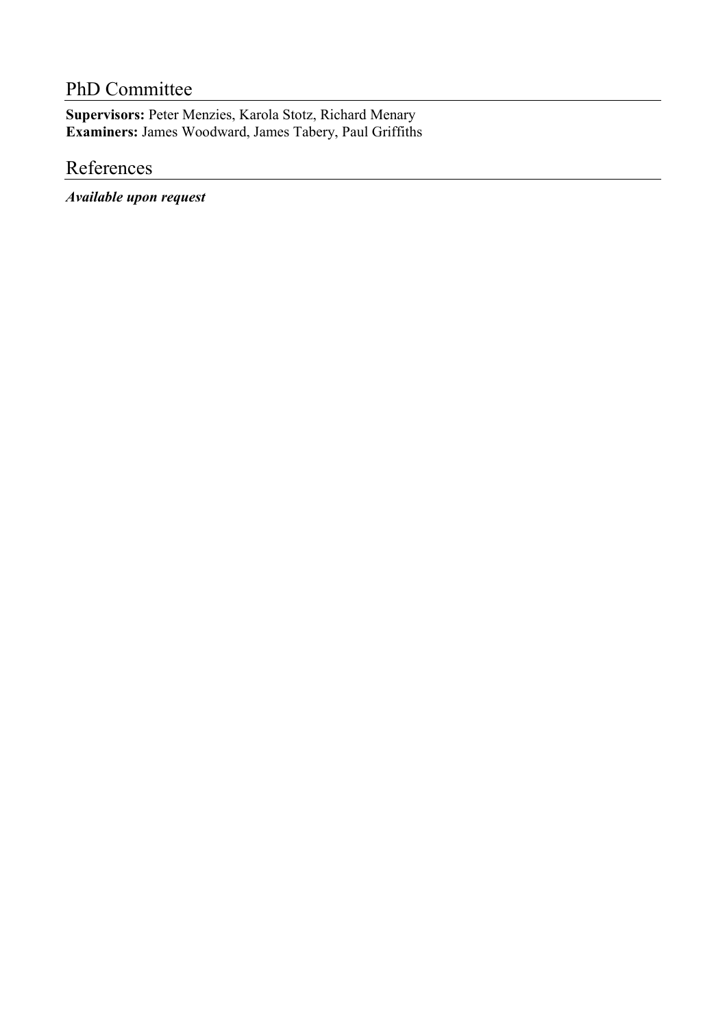## PhD Committee

**Supervisors:** Peter Menzies, Karola Stotz, Richard Menary
**Examiners:** James Woodward, James Tabery, Paul Griffiths

## References

***Available upon request***